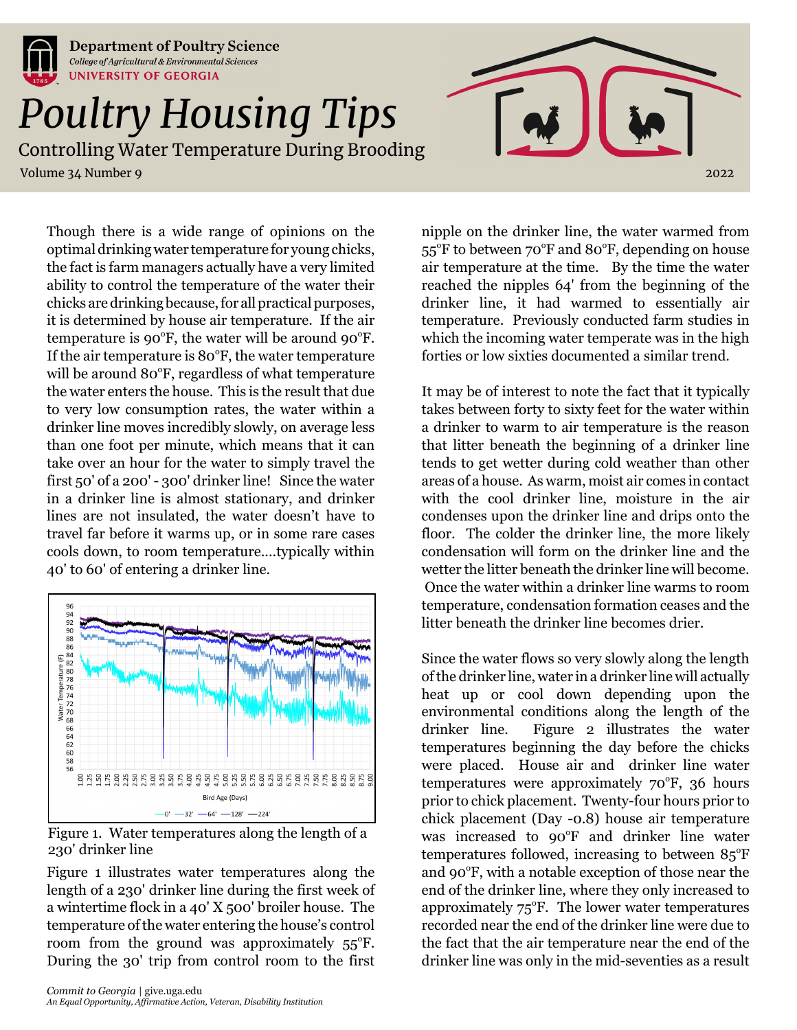Department of Poultry Science
*College of Agricultural & Environmental Sciences*
UNIVERSITY OF GEORGIA

# Poultry Housing Tips

## Controlling Water Temperature During Brooding

Volume 34 Number 9 — 2022

Though there is a wide range of opinions on the optimal drinking water temperature for young chicks, the fact is farm managers actually have a very limited ability to control the temperature of the water their chicks are drinking because, for all practical purposes, it is determined by house air temperature. If the air temperature is 90°F, the water will be around 90°F. If the air temperature is 80°F, the water temperature will be around 80°F, regardless of what temperature the water enters the house. This is the result that due to very low consumption rates, the water within a drinker line moves incredibly slowly, on average less than one foot per minute, which means that it can take over an hour for the water to simply travel the first 50' of a 200' - 300' drinker line! Since the water in a drinker line is almost stationary, and drinker lines are not insulated, the water doesn't have to travel far before it warms up, or in some rare cases cools down, to room temperature....typically within 40' to 60' of entering a drinker line.

Figure 1. Water temperatures along the length of a 230' drinker line

Figure 1 illustrates water temperatures along the length of a 230' drinker line during the first week of a wintertime flock in a 40' X 500' broiler house. The temperature of the water entering the house's control room from the ground was approximately 55°F. During the 30' trip from control room to the first nipple on the drinker line, the water warmed from 55°F to between 70°F and 80°F, depending on house air temperature at the time. By the time the water reached the nipples 64' from the beginning of the drinker line, it had warmed to essentially air temperature. Previously conducted farm studies in which the incoming water temperate was in the high forties or low sixties documented a similar trend.

It may be of interest to note the fact that it typically takes between forty to sixty feet for the water within a drinker to warm to air temperature is the reason that litter beneath the beginning of a drinker line tends to get wetter during cold weather than other areas of a house. As warm, moist air comes in contact with the cool drinker line, moisture in the air condenses upon the drinker line and drips onto the floor. The colder the drinker line, the more likely condensation will form on the drinker line and the wetter the litter beneath the drinker line will become. Once the water within a drinker line warms to room temperature, condensation formation ceases and the litter beneath the drinker line becomes drier.

Since the water flows so very slowly along the length of the drinker line, water in a drinker line will actually heat up or cool down depending upon the environmental conditions along the length of the drinker line. Figure 2 illustrates the water temperatures beginning the day before the chicks were placed. House air and drinker line water temperatures were approximately 70°F, 36 hours prior to chick placement. Twenty-four hours prior to chick placement (Day -0.8) house air temperature was increased to 90°F and drinker line water temperatures followed, increasing to between 85°F and 90°F, with a notable exception of those near the end of the drinker line, where they only increased to approximately 75°F. The lower water temperatures recorded near the end of the drinker line were due to the fact that the air temperature near the end of the drinker line was only in the mid-seventies as a result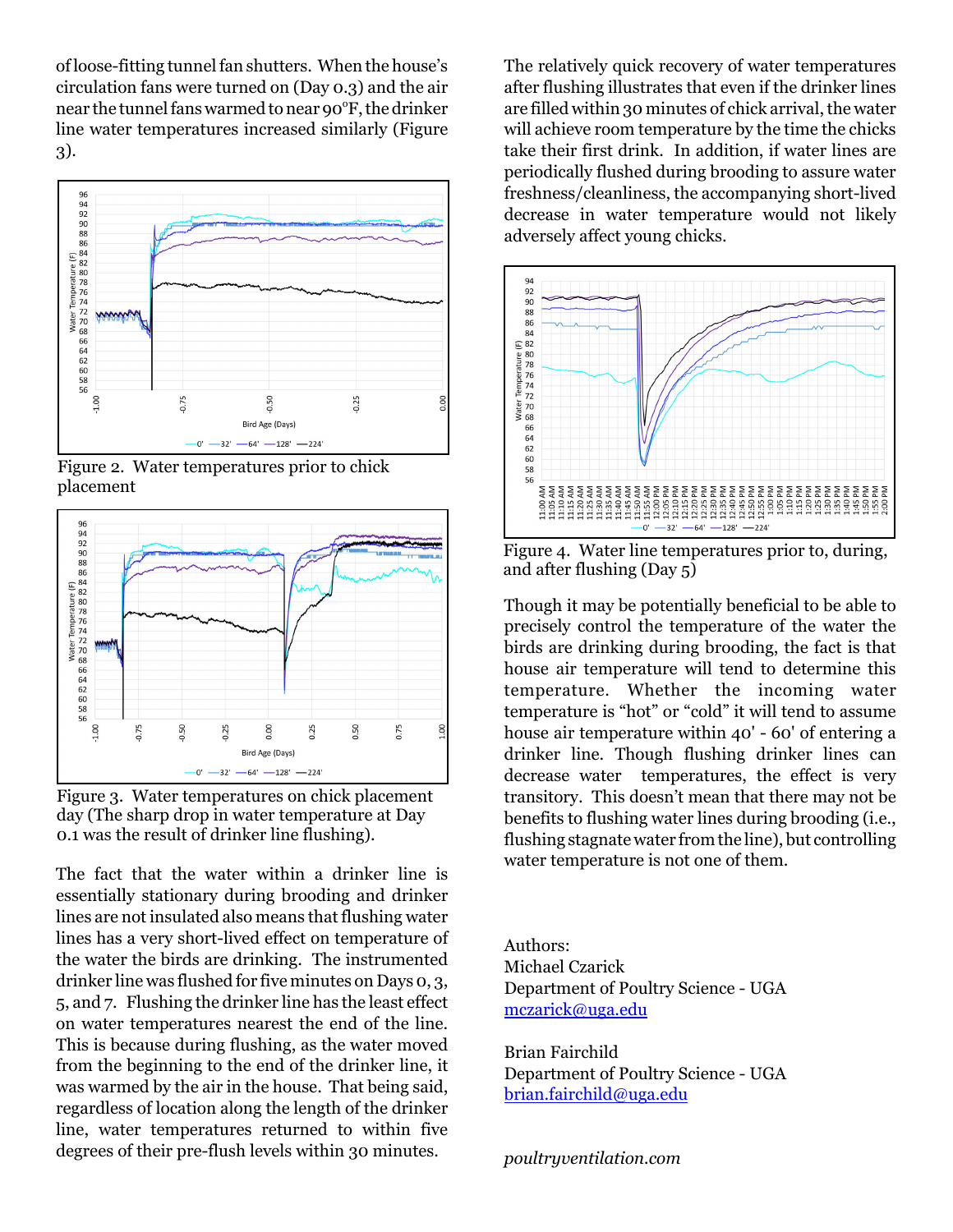of loose-fitting tunnel fan shutters. When the house's circulation fans were turned on (Day 0.3) and the air near the tunnel fans warmed to near 90°F, the drinker line water temperatures increased similarly (Figure 3).

96
94
92
90
88
86
84
82
80
78
76
74
72
70
68
66
64
62
60
58
56

Water Temperature (F)

-1.00
-0.75
-0.50
-0.25
0.00

Bird Age (Days)

0' 32' 64' 128' 224'

Figure 2. Water temperatures prior to chick placement

96
94
92
90
88
86
84
82
80
78
76
74
72
70
68
66
64
62
60
58
56

Water Temperature (F)

-1.00
-0.75
-0.50
-0.25
0.00
0.25
0.50
0.75
1.00

Bird Age (Days)

0' 32' 64' 128' 224'

Figure 3. Water temperatures on chick placement day (The sharp drop in water temperature at Day 0.1 was the result of drinker line flushing).

The fact that the water within a drinker line is essentially stationary during brooding and drinker lines are not insulated also means that flushing water lines has a very short-lived effect on temperature of the water the birds are drinking. The instrumented drinker line was flushed for five minutes on Days 0, 3, 5, and 7. Flushing the drinker line has the least effect on water temperatures nearest the end of the line. This is because during flushing, as the water moved from the beginning to the end of the drinker line, it was warmed by the air in the house. That being said, regardless of location along the length of the drinker line, water temperatures returned to within five degrees of their pre-flush levels within 30 minutes.

The relatively quick recovery of water temperatures after flushing illustrates that even if the drinker lines are filled within 30 minutes of chick arrival, the water will achieve room temperature by the time the chicks take their first drink. In addition, if water lines are periodically flushed during brooding to assure water freshness/cleanliness, the accompanying short-lived decrease in water temperature would not likely adversely affect young chicks.

94
92
90
88
86
84
82
80
78
76
74
72
70
68
66
64
62
60
58
56

Water Temperature (F)

11:00 AM
11:05 AM
11:10 AM
11:15 AM
11:20 AM
11:25 AM
11:30 AM
11:35 AM
11:40 AM
11:45 AM
11:50 AM
11:55 AM
12:00 PM
12:05 PM
12:10 PM
12:15 PM
12:20 PM
12:25 PM
12:30 PM
12:35 PM
12:40 PM
12:45 PM
12:50 PM
12:55 PM
1:00 PM
1:05 PM
1:10 PM
1:15 PM
1:20 PM
1:25 PM
1:30 PM
1:35 PM
1:40 PM
1:45 PM
1:50 PM
1:55 PM
2:00 PM

0' 32' 64' 128' 224'

Figure 4. Water line temperatures prior to, during, and after flushing (Day 5)

Though it may be potentially beneficial to be able to precisely control the temperature of the water the birds are drinking during brooding, the fact is that house air temperature will tend to determine this temperature. Whether the incoming water temperature is "hot" or "cold" it will tend to assume house air temperature within 40' - 60' of entering a drinker line. Though flushing drinker lines can decrease water temperatures, the effect is very transitory. This doesn't mean that there may not be benefits to flushing water lines during brooding (i.e., flushing stagnate water from the line), but controlling water temperature is not one of them.

Authors:
Michael Czarick
Department of Poultry Science - UGA
mczarick@uga.edu

Brian Fairchild
Department of Poultry Science - UGA
brian.fairchild@uga.edu

*poultryventilation.com*